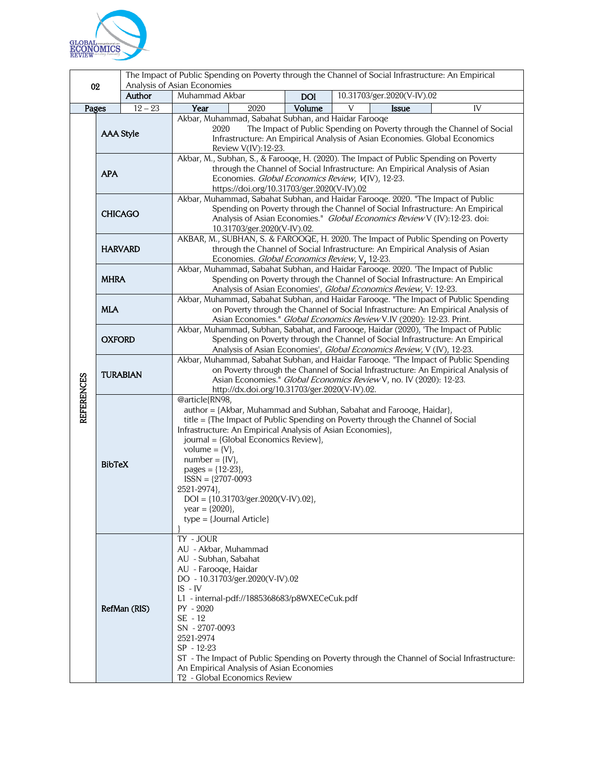| 02 | The Impact of Public Spending on Poverty through the Channel of Social Infrastructure: An Empirical Analysis of Asian Economies | | | | | | |
|---|---|---|---|---|---|---|---|
| | **Author** | Muhammad Akbar | | **DOI** | 10.31703/ger.2020(V-IV).02 | | |
| **Pages** | 12 – 23 | **Year** | 2020 | **Volume** | V | **Issue** | IV |

**REFERENCES**

| Style | Reference |
|---|---|
| **AAA Style** | Akbar, Muhammad, Sabahat Subhan, and Haidar Farooqe 2020 The Impact of Public Spending on Poverty through the Channel of Social Infrastructure: An Empirical Analysis of Asian Economies. Global Economics Review V(IV):12-23. |
| **APA** | Akbar, M., Subhan, S., & Farooqe, H. (2020). The Impact of Public Spending on Poverty through the Channel of Social Infrastructure: An Empirical Analysis of Asian Economies. *Global Economics Review, V*(IV), 12-23. https://doi.org/10.31703/ger.2020(V-IV).02 |
| **CHICAGO** | Akbar, Muhammad, Sabahat Subhan, and Haidar Farooqe. 2020. "The Impact of Public Spending on Poverty through the Channel of Social Infrastructure: An Empirical Analysis of Asian Economies." *Global Economics Review* V (IV):12-23. doi: 10.31703/ger.2020(V-IV).02. |
| **HARVARD** | AKBAR, M., SUBHAN, S. & FAROOQE, H. 2020. The Impact of Public Spending on Poverty through the Channel of Social Infrastructure: An Empirical Analysis of Asian Economies. *Global Economics Review,* V, 12-23. |
| **MHRA** | Akbar, Muhammad, Sabahat Subhan, and Haidar Farooqe. 2020. 'The Impact of Public Spending on Poverty through the Channel of Social Infrastructure: An Empirical Analysis of Asian Economies', *Global Economics Review*, V: 12-23. |
| **MLA** | Akbar, Muhammad, Sabahat Subhan, and Haidar Farooqe. "The Impact of Public Spending on Poverty through the Channel of Social Infrastructure: An Empirical Analysis of Asian Economies." *Global Economics Review* V.IV (2020): 12-23. Print. |
| **OXFORD** | Akbar, Muhammad, Subhan, Sabahat, and Farooqe, Haidar (2020), 'The Impact of Public Spending on Poverty through the Channel of Social Infrastructure: An Empirical Analysis of Asian Economies', *Global Economics Review,* V (IV), 12-23. |
| **TURABIAN** | Akbar, Muhammad, Sabahat Subhan, and Haidar Farooqe. "The Impact of Public Spending on Poverty through the Channel of Social Infrastructure: An Empirical Analysis of Asian Economies." *Global Economics Review* V, no. IV (2020): 12-23. http://dx.doi.org/10.31703/ger.2020(V-IV).02. |

**BibTeX**

```
@article{RN98,
  author = {Akbar, Muhammad and Subhan, Sabahat and Farooqe, Haidar},
  title = {The Impact of Public Spending on Poverty through the Channel of Social Infrastructure: An Empirical Analysis of Asian Economies},
  journal = {Global Economics Review},
  volume = {V},
  number = {IV},
  pages = {12-23},
  ISSN = {2707-0093
2521-2974},
  DOI = {10.31703/ger.2020(V-IV).02},
  year = {2020},
  type = {Journal Article}
}
```

**RefMan (RIS)**

```
TY  - JOUR
AU  - Akbar, Muhammad
AU  - Subhan, Sabahat
AU  - Farooqe, Haidar
DO  - 10.31703/ger.2020(V-IV).02
IS  - IV
L1  - internal-pdf://1885368683/p8WXECeCuk.pdf
PY  - 2020
SE  - 12
SN  - 2707-0093
2521-2974
SP  - 12-23
ST  - The Impact of Public Spending on Poverty through the Channel of Social Infrastructure: An Empirical Analysis of Asian Economies
T2  - Global Economics Review
```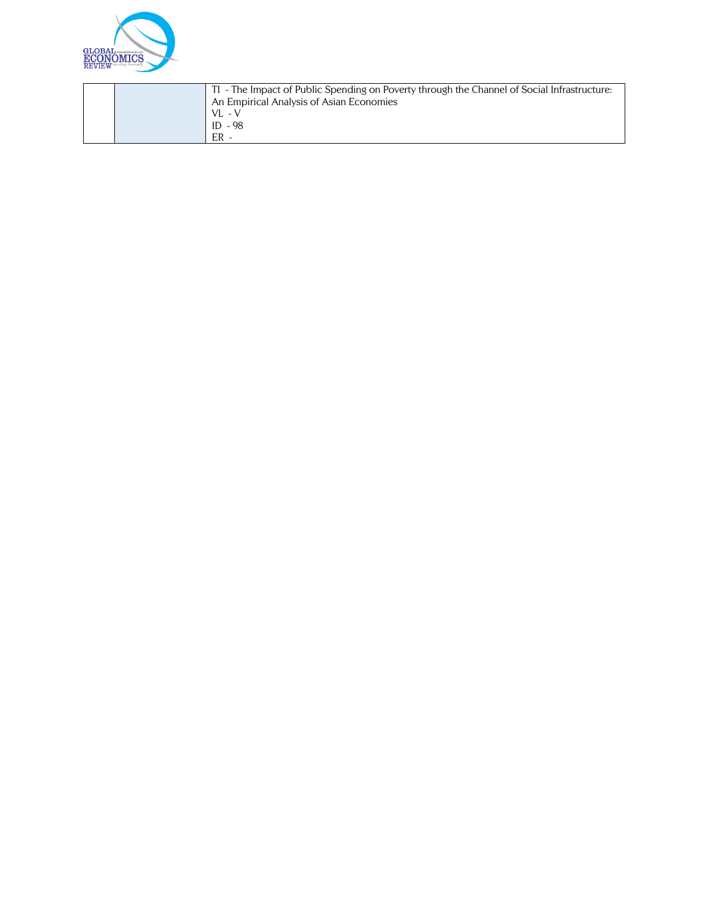| | | |
|---|---|---|
| | | TI - The Impact of Public Spending on Poverty through the Channel of Social Infrastructure: An Empirical Analysis of Asian Economies<br>VL - V<br>ID - 98<br>ER - |